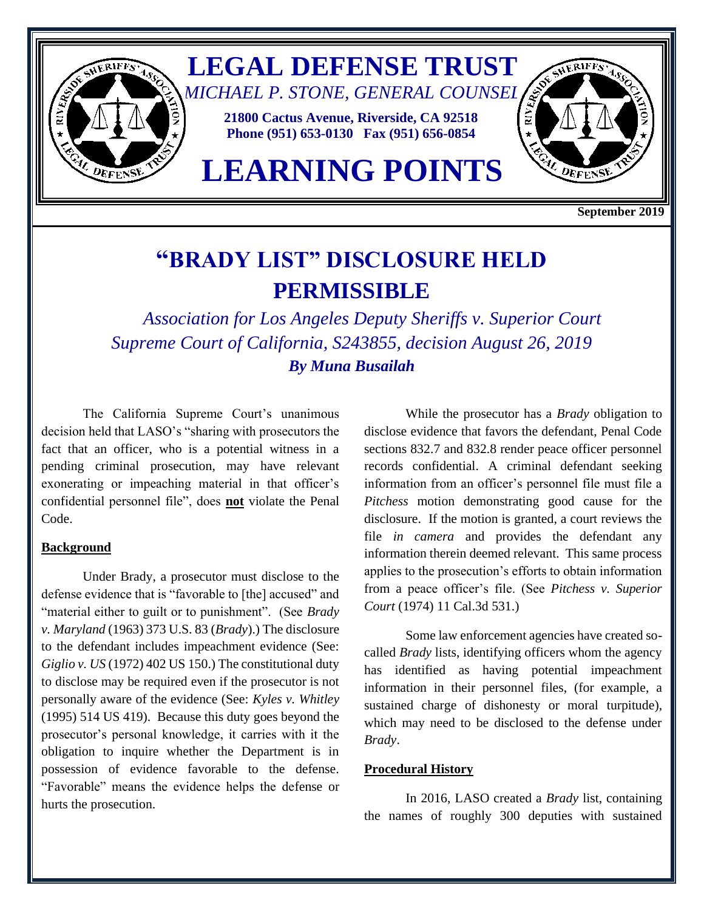# LEGAL DEFENSE TRUST

*MICHAEL P. STONE, GENERAL COUNSEL*

**21800 Cactus Avenue, Riverside, CA 92518**
**Phone (951) 653-0130 Fax (951) 656-0854**

# LEARNING POINTS

**September 2019**

## "BRADY LIST" DISCLOSURE HELD PERMISSIBLE

*Association for Los Angeles Deputy Sheriffs v. Superior Court*
*Supreme Court of California, S243855, decision August 26, 2019*
***By Muna Busailah***

The California Supreme Court's unanimous decision held that LASO's "sharing with prosecutors the fact that an officer, who is a potential witness in a pending criminal prosecution, may have relevant exonerating or impeaching material in that officer's confidential personnel file", does **not** violate the Penal Code.

### Background

Under Brady, a prosecutor must disclose to the defense evidence that is "favorable to [the] accused" and "material either to guilt or to punishment". (See *Brady v. Maryland* (1963) 373 U.S. 83 (*Brady*).) The disclosure to the defendant includes impeachment evidence (See: *Giglio v. US* (1972) 402 US 150.) The constitutional duty to disclose may be required even if the prosecutor is not personally aware of the evidence (See: *Kyles v. Whitley* (1995) 514 US 419). Because this duty goes beyond the prosecutor's personal knowledge, it carries with it the obligation to inquire whether the Department is in possession of evidence favorable to the defense. "Favorable" means the evidence helps the defense or hurts the prosecution.

While the prosecutor has a *Brady* obligation to disclose evidence that favors the defendant, Penal Code sections 832.7 and 832.8 render peace officer personnel records confidential. A criminal defendant seeking information from an officer's personnel file must file a *Pitchess* motion demonstrating good cause for the disclosure. If the motion is granted, a court reviews the file *in camera* and provides the defendant any information therein deemed relevant. This same process applies to the prosecution's efforts to obtain information from a peace officer's file. (See *Pitchess v. Superior Court* (1974) 11 Cal.3d 531.)

Some law enforcement agencies have created so-called *Brady* lists, identifying officers whom the agency has identified as having potential impeachment information in their personnel files, (for example, a sustained charge of dishonesty or moral turpitude), which may need to be disclosed to the defense under *Brady*.

### Procedural History

In 2016, LASO created a *Brady* list, containing the names of roughly 300 deputies with sustained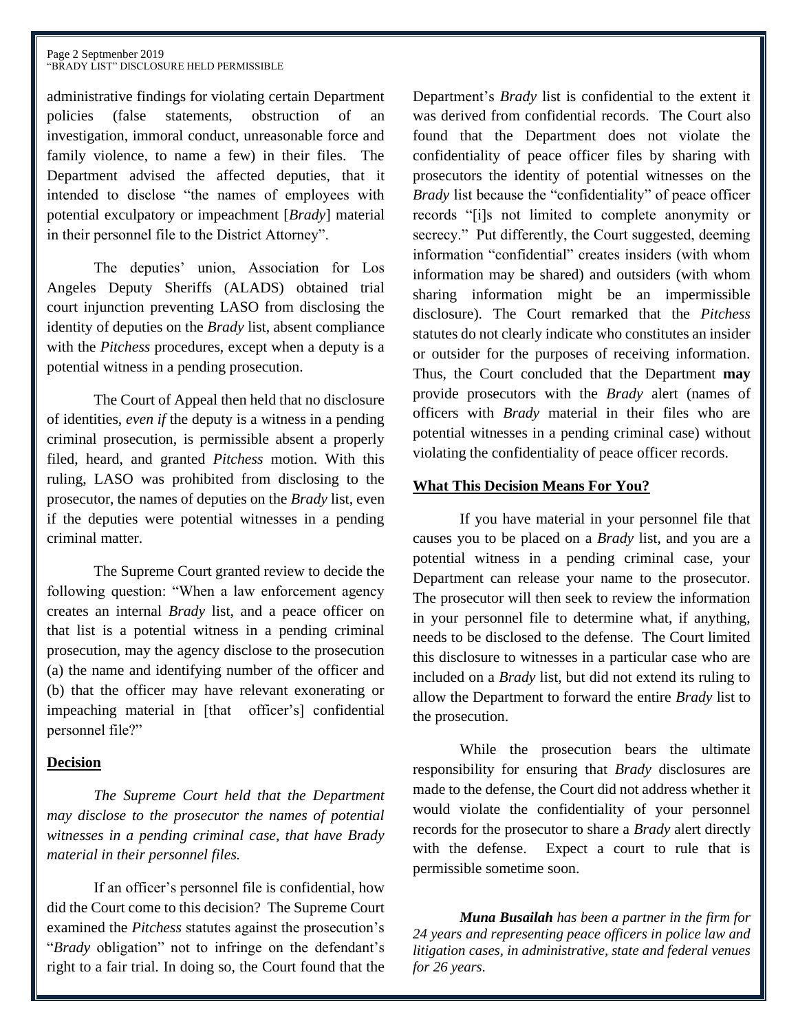administrative findings for violating certain Department policies (false statements, obstruction of an investigation, immoral conduct, unreasonable force and family violence, to name a few) in their files. The Department advised the affected deputies, that it intended to disclose "the names of employees with potential exculpatory or impeachment [*Brady*] material in their personnel file to the District Attorney".

The deputies' union, Association for Los Angeles Deputy Sheriffs (ALADS) obtained trial court injunction preventing LASO from disclosing the identity of deputies on the *Brady* list, absent compliance with the *Pitchess* procedures, except when a deputy is a potential witness in a pending prosecution.

The Court of Appeal then held that no disclosure of identities, *even if* the deputy is a witness in a pending criminal prosecution, is permissible absent a properly filed, heard, and granted *Pitchess* motion. With this ruling, LASO was prohibited from disclosing to the prosecutor, the names of deputies on the *Brady* list, even if the deputies were potential witnesses in a pending criminal matter.

The Supreme Court granted review to decide the following question: "When a law enforcement agency creates an internal *Brady* list, and a peace officer on that list is a potential witness in a pending criminal prosecution, may the agency disclose to the prosecution (a) the name and identifying number of the officer and (b) that the officer may have relevant exonerating or impeaching material in [that officer's] confidential personnel file?"

## Decision

*The Supreme Court held that the Department may disclose to the prosecutor the names of potential witnesses in a pending criminal case, that have Brady material in their personnel files.*

If an officer's personnel file is confidential, how did the Court come to this decision? The Supreme Court examined the *Pitchess* statutes against the prosecution's "*Brady* obligation" not to infringe on the defendant's right to a fair trial. In doing so, the Court found that the Department's *Brady* list is confidential to the extent it was derived from confidential records. The Court also found that the Department does not violate the confidentiality of peace officer files by sharing with prosecutors the identity of potential witnesses on the *Brady* list because the "confidentiality" of peace officer records "[i]s not limited to complete anonymity or secrecy." Put differently, the Court suggested, deeming information "confidential" creates insiders (with whom information may be shared) and outsiders (with whom sharing information might be an impermissible disclosure). The Court remarked that the *Pitchess* statutes do not clearly indicate who constitutes an insider or outsider for the purposes of receiving information. Thus, the Court concluded that the Department **may** provide prosecutors with the *Brady* alert (names of officers with *Brady* material in their files who are potential witnesses in a pending criminal case) without violating the confidentiality of peace officer records.

## What This Decision Means For You?

If you have material in your personnel file that causes you to be placed on a *Brady* list, and you are a potential witness in a pending criminal case, your Department can release your name to the prosecutor. The prosecutor will then seek to review the information in your personnel file to determine what, if anything, needs to be disclosed to the defense. The Court limited this disclosure to witnesses in a particular case who are included on a *Brady* list, but did not extend its ruling to allow the Department to forward the entire *Brady* list to the prosecution.

While the prosecution bears the ultimate responsibility for ensuring that *Brady* disclosures are made to the defense, the Court did not address whether it would violate the confidentiality of your personnel records for the prosecutor to share a *Brady* alert directly with the defense. Expect a court to rule that is permissible sometime soon.

***Muna Busailah** has been a partner in the firm for 24 years and representing peace officers in police law and litigation cases, in administrative, state and federal venues for 26 years.*